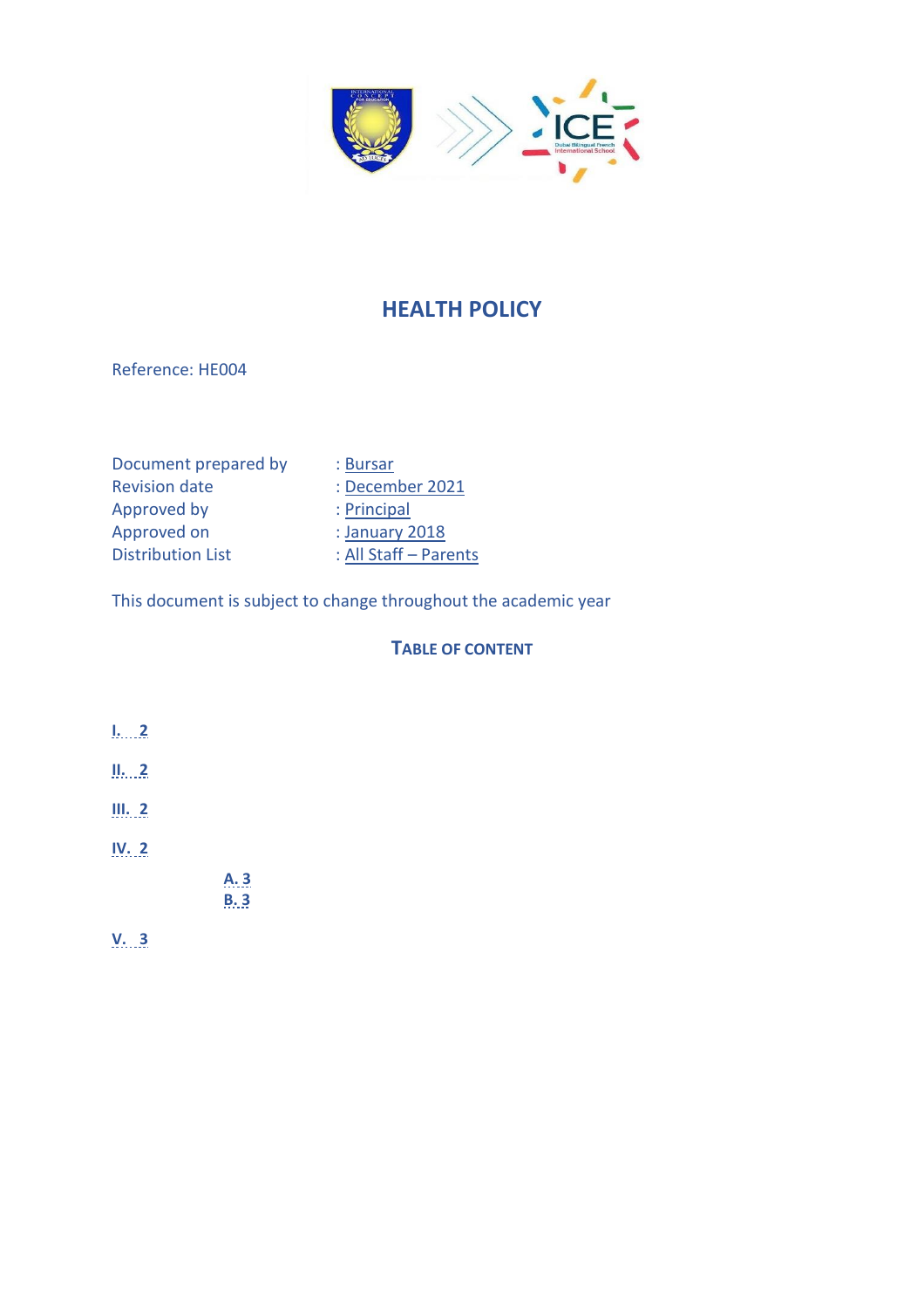# HEALTH POLICY

Reference: HE004

| | |
|---|---|
| Document prepared by | : Bursar |
| Revision date | : December 2021 |
| Approved by | : Principal |
| Approved on | : January 2018 |
| Distribution List | : All Staff – Parents |

This document is subject to change throughout the academic year

**TABLE OF CONTENT**

I. 2

II. 2

III. 2

IV. 2

- A. 3
- B. 3

V. 3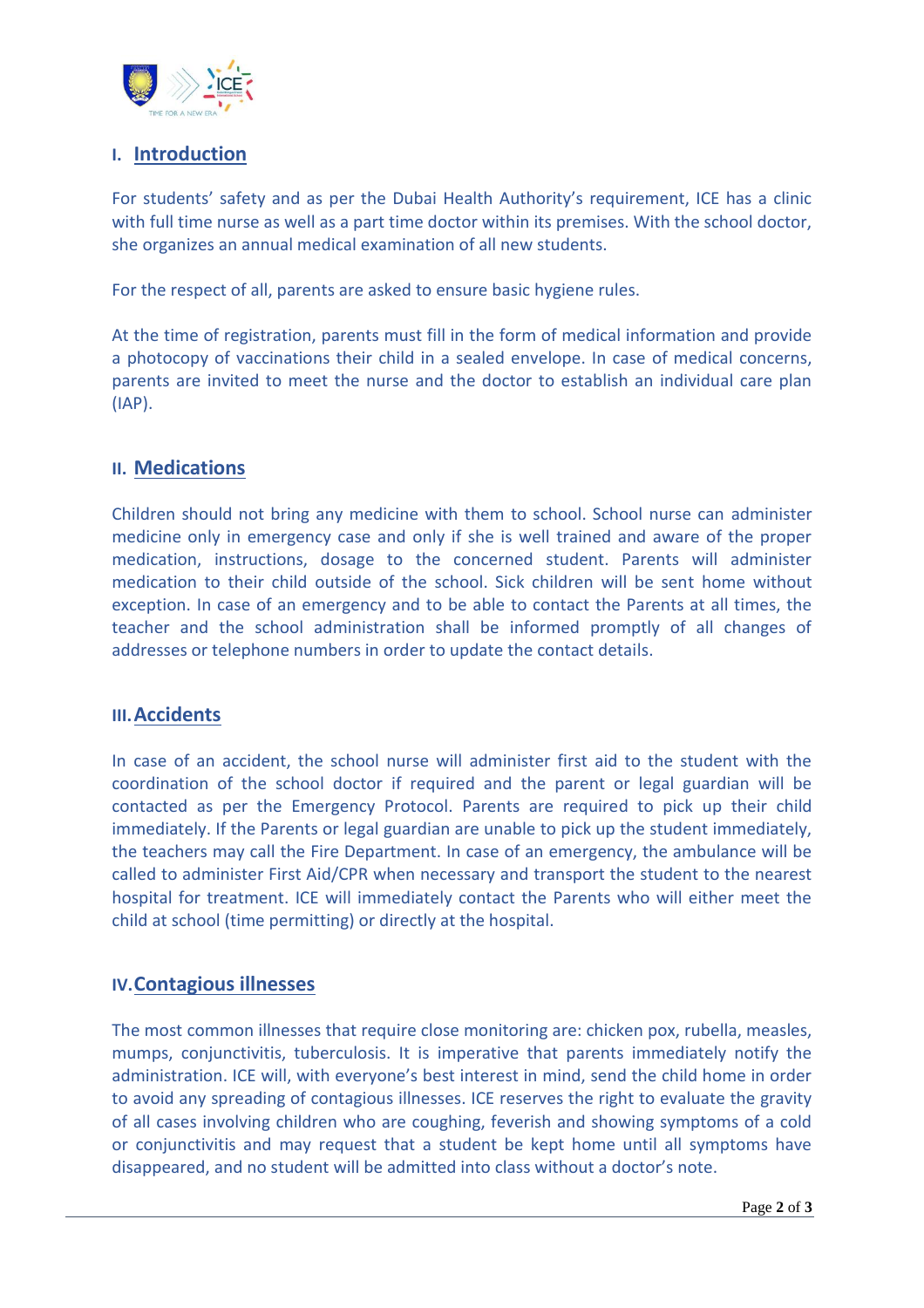## I. Introduction

For students' safety and as per the Dubai Health Authority's requirement, ICE has a clinic with full time nurse as well as a part time doctor within its premises. With the school doctor, she organizes an annual medical examination of all new students.

For the respect of all, parents are asked to ensure basic hygiene rules.

At the time of registration, parents must fill in the form of medical information and provide a photocopy of vaccinations their child in a sealed envelope. In case of medical concerns, parents are invited to meet the nurse and the doctor to establish an individual care plan (IAP).

## II. Medications

Children should not bring any medicine with them to school. School nurse can administer medicine only in emergency case and only if she is well trained and aware of the proper medication, instructions, dosage to the concerned student. Parents will administer medication to their child outside of the school. Sick children will be sent home without exception. In case of an emergency and to be able to contact the Parents at all times, the teacher and the school administration shall be informed promptly of all changes of addresses or telephone numbers in order to update the contact details.

## III. Accidents

In case of an accident, the school nurse will administer first aid to the student with the coordination of the school doctor if required and the parent or legal guardian will be contacted as per the Emergency Protocol. Parents are required to pick up their child immediately. If the Parents or legal guardian are unable to pick up the student immediately, the teachers may call the Fire Department. In case of an emergency, the ambulance will be called to administer First Aid/CPR when necessary and transport the student to the nearest hospital for treatment. ICE will immediately contact the Parents who will either meet the child at school (time permitting) or directly at the hospital.

## IV. Contagious illnesses

The most common illnesses that require close monitoring are: chicken pox, rubella, measles, mumps, conjunctivitis, tuberculosis. It is imperative that parents immediately notify the administration. ICE will, with everyone's best interest in mind, send the child home in order to avoid any spreading of contagious illnesses. ICE reserves the right to evaluate the gravity of all cases involving children who are coughing, feverish and showing symptoms of a cold or conjunctivitis and may request that a student be kept home until all symptoms have disappeared, and no student will be admitted into class without a doctor's note.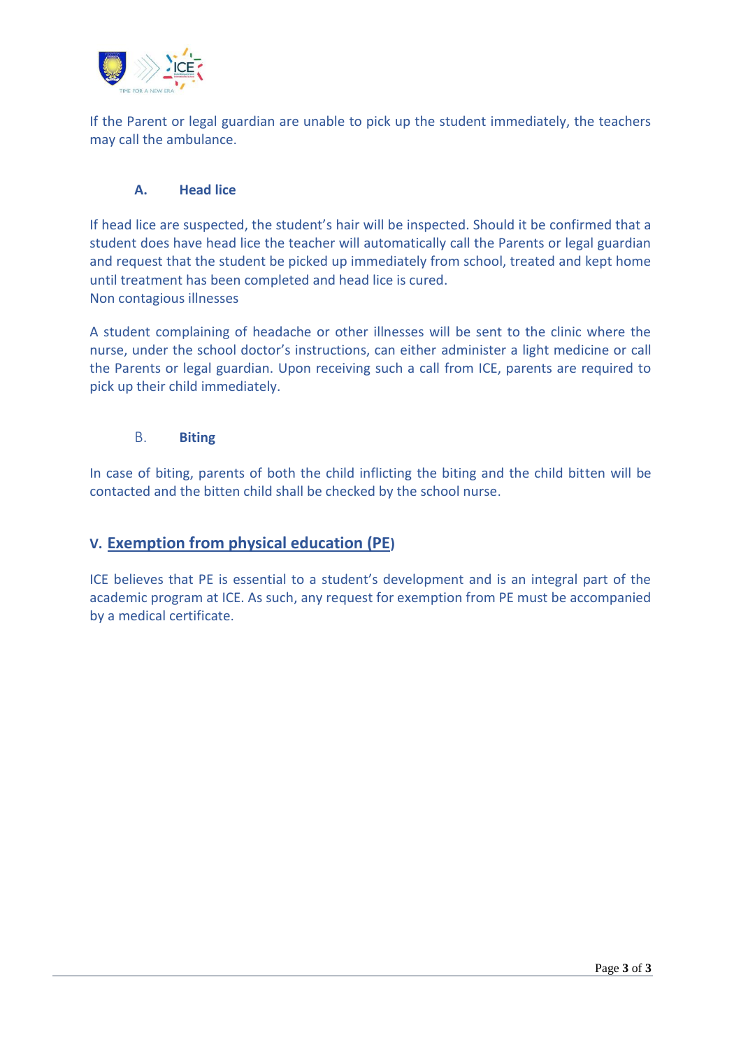If the Parent or legal guardian are unable to pick up the student immediately, the teachers may call the ambulance.

### A. Head lice

If head lice are suspected, the student's hair will be inspected. Should it be confirmed that a student does have head lice the teacher will automatically call the Parents or legal guardian and request that the student be picked up immediately from school, treated and kept home until treatment has been completed and head lice is cured.
Non contagious illnesses

A student complaining of headache or other illnesses will be sent to the clinic where the nurse, under the school doctor's instructions, can either administer a light medicine or call the Parents or legal guardian. Upon receiving such a call from ICE, parents are required to pick up their child immediately.

### B. Biting

In case of biting, parents of both the child inflicting the biting and the child bitten will be contacted and the bitten child shall be checked by the school nurse.

## V. Exemption from physical education (PE)

ICE believes that PE is essential to a student's development and is an integral part of the academic program at ICE. As such, any request for exemption from PE must be accompanied by a medical certificate.